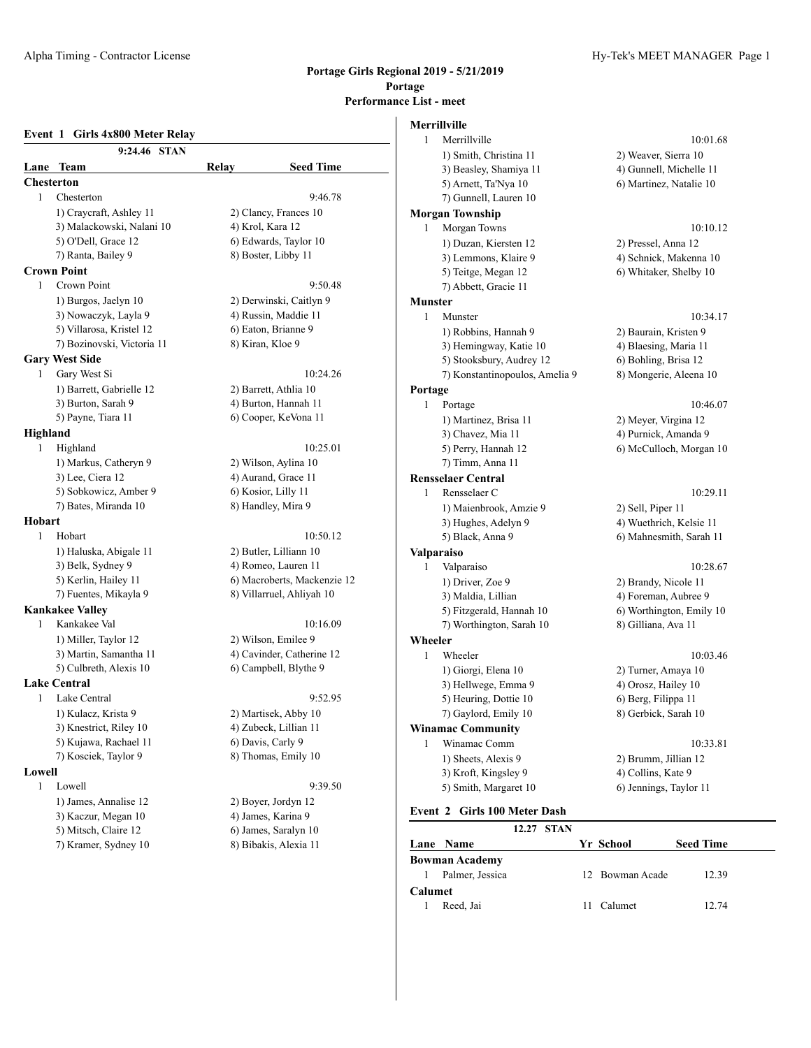# Portage Girls Regional 2019 - 5/21/2019

**Portage**

**Performance List - meet**

## Event 1 Girls 4x800 Meter Relay

9:24.46 STAN

| Lane | Team | Relay | Seed Time |
|---|---|---|---|

**Chesterton**

1 Chesterton — 9:46.78

1) Craycraft, Ashley 11; 2) Clancy, Frances 10; 3) Malackowski, Nalani 10; 4) Krol, Kara 12; 5) O'Dell, Grace 12; 6) Edwards, Taylor 10; 7) Ranta, Bailey 9; 8) Boster, Libby 11

**Crown Point**

1 Crown Point — 9:50.48

1) Burgos, Jaelyn 10; 2) Derwinski, Caitlyn 9; 3) Nowaczyk, Layla 9; 4) Russin, Maddie 11; 5) Villarosa, Kristel 12; 6) Eaton, Brianne 9; 7) Bozinovski, Victoria 11; 8) Kiran, Kloe 9

**Gary West Side**

1 Gary West Si — 10:24.26

1) Barrett, Gabrielle 12; 2) Barrett, Athlia 10; 3) Burton, Sarah 9; 4) Burton, Hannah 11; 5) Payne, Tiara 11; 6) Cooper, KeVona 11

**Highland**

1 Highland — 10:25.01

1) Markus, Catheryn 9; 2) Wilson, Aylina 10; 3) Lee, Ciera 12; 4) Aurand, Grace 11; 5) Sobkowicz, Amber 9; 6) Kosior, Lilly 11; 7) Bates, Miranda 10; 8) Handley, Mira 9

**Hobart**

1 Hobart — 10:50.12

1) Haluska, Abigale 11; 2) Butler, Lilliann 10; 3) Belk, Sydney 9; 4) Romeo, Lauren 11; 5) Kerlin, Hailey 11; 6) Macroberts, Mackenzie 12; 7) Fuentes, Mikayla 9; 8) Villarruel, Ahliyah 10

**Kankakee Valley**

1 Kankakee Val — 10:16.09

1) Miller, Taylor 12; 2) Wilson, Emilee 9; 3) Martin, Samantha 11; 4) Cavinder, Catherine 12; 5) Culbreth, Alexis 10; 6) Campbell, Blythe 9

**Lake Central**

1 Lake Central — 9:52.95

1) Kulacz, Krista 9; 2) Martisek, Abby 10; 3) Knestrict, Riley 10; 4) Zubeck, Lillian 11; 5) Kujawa, Rachael 11; 6) Davis, Carly 9; 7) Kosciek, Taylor 9; 8) Thomas, Emily 10

**Lowell**

1 Lowell — 9:39.50

1) James, Annalise 12; 2) Boyer, Jordyn 12; 3) Kaczur, Megan 10; 4) James, Karina 9; 5) Mitsch, Claire 12; 6) James, Saralyn 10; 7) Kramer, Sydney 10; 8) Bibakis, Alexia 11

**Merrillville**

1 Merrillville — 10:01.68

1) Smith, Christina 11; 2) Weaver, Sierra 10; 3) Beasley, Shamiya 11; 4) Gunnell, Michelle 11; 5) Arnett, Ta'Nya 10; 6) Martinez, Natalie 10; 7) Gunnell, Lauren 10

**Morgan Township**

1 Morgan Towns — 10:10.12

1) Duzan, Kiersten 12; 2) Pressel, Anna 12; 3) Lemmons, Klaire 9; 4) Schnick, Makenna 10; 5) Teitge, Megan 12; 6) Whitaker, Shelby 10; 7) Abbett, Gracie 11

**Munster**

1 Munster — 10:34.17

1) Robbins, Hannah 9; 2) Baurain, Kristen 9; 3) Hemingway, Katie 10; 4) Blaesing, Maria 11; 5) Stooksbury, Audrey 12; 6) Bohling, Brisa 12; 7) Konstantinopoulos, Amelia 9; 8) Mongerie, Aleena 10

**Portage**

1 Portage — 10:46.07

1) Martinez, Brisa 11; 2) Meyer, Virgina 12; 3) Chavez, Mia 11; 4) Purnick, Amanda 9; 5) Perry, Hannah 12; 6) McCulloch, Morgan 10; 7) Timm, Anna 11

**Rensselaer Central**

1 Rensselaer C — 10:29.11

1) Maienbrook, Amzie 9; 2) Sell, Piper 11; 3) Hughes, Adelyn 9; 4) Wuethrich, Kelsie 11; 5) Black, Anna 9; 6) Mahnesmith, Sarah 11

**Valparaiso**

1 Valparaiso — 10:28.67

1) Driver, Zoe 9; 2) Brandy, Nicole 11; 3) Maldia, Lillian; 4) Foreman, Aubree 9; 5) Fitzgerald, Hannah 10; 6) Worthington, Emily 10; 7) Worthington, Sarah 10; 8) Gilliana, Ava 11

**Wheeler**

1 Wheeler — 10:03.46

1) Giorgi, Elena 10; 2) Turner, Amaya 10; 3) Hellwege, Emma 9; 4) Orosz, Hailey 10; 5) Heuring, Dottie 10; 6) Berg, Filippa 11; 7) Gaylord, Emily 10; 8) Gerbick, Sarah 10

**Winamac Community**

1 Winamac Comm — 10:33.81

1) Sheets, Alexis 9; 2) Brumm, Jillian 12; 3) Kroft, Kingsley 9; 4) Collins, Kate 9; 5) Smith, Margaret 10; 6) Jennings, Taylor 11

## Event 2 Girls 100 Meter Dash

12.27 STAN

| Lane | Name | Yr | School | Seed Time |
|---|---|---|---|---|
| **Bowman Academy** | | | | |
| 1 | Palmer, Jessica | 12 | Bowman Acade | 12.39 |
| **Calumet** | | | | |
| 1 | Reed, Jai | 11 | Calumet | 12.74 |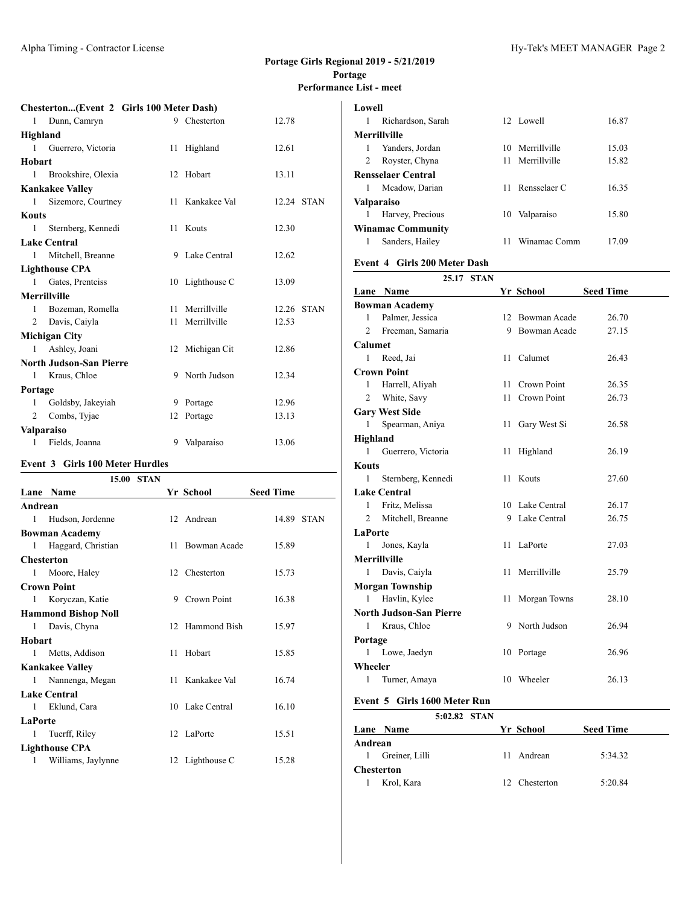# Portage Girls Regional 2019 - 5/21/2019
## Portage
### Performance List - meet

**Chesterton...(Event 2 Girls 100 Meter Dash)**

| Lane | Name | Yr | School | Seed Time | |
|---|---|---|---|---|---|
| 1 | Dunn, Camryn | 9 | Chesterton | 12.78 | |
| **Highland** | | | | | |
| 1 | Guerrero, Victoria | 11 | Highland | 12.61 | |
| **Hobart** | | | | | |
| 1 | Brookshire, Olexia | 12 | Hobart | 13.11 | |
| **Kankakee Valley** | | | | | |
| 1 | Sizemore, Courtney | 11 | Kankakee Val | 12.24 | STAN |
| **Kouts** | | | | | |
| 1 | Sternberg, Kennedi | 11 | Kouts | 12.30 | |
| **Lake Central** | | | | | |
| 1 | Mitchell, Breanne | 9 | Lake Central | 12.62 | |
| **Lighthouse CPA** | | | | | |
| 1 | Gates, Prentciss | 10 | Lighthouse C | 13.09 | |
| **Merrillville** | | | | | |
| 1 | Bozeman, Romella | 11 | Merrillville | 12.26 | STAN |
| 2 | Davis, Caiyla | 11 | Merrillville | 12.53 | |
| **Michigan City** | | | | | |
| 1 | Ashley, Joani | 12 | Michigan Cit | 12.86 | |
| **North Judson-San Pierre** | | | | | |
| 1 | Kraus, Chloe | 9 | North Judson | 12.34 | |
| **Portage** | | | | | |
| 1 | Goldsby, Jakeyiah | 9 | Portage | 12.96 | |
| 2 | Combs, Tyjae | 12 | Portage | 13.13 | |
| **Valparaiso** | | | | | |
| 1 | Fields, Joanna | 9 | Valparaiso | 13.06 | |

### Event 3 Girls 100 Meter Hurdles

15.00 STAN

| Lane | Name | Yr | School | Seed Time | |
|---|---|---|---|---|---|
| **Andrean** | | | | | |
| 1 | Hudson, Jordenne | 12 | Andrean | 14.89 | STAN |
| **Bowman Academy** | | | | | |
| 1 | Haggard, Christian | 11 | Bowman Acade | 15.89 | |
| **Chesterton** | | | | | |
| 1 | Moore, Haley | 12 | Chesterton | 15.73 | |
| **Crown Point** | | | | | |
| 1 | Koryczan, Katie | 9 | Crown Point | 16.38 | |
| **Hammond Bishop Noll** | | | | | |
| 1 | Davis, Chyna | 12 | Hammond Bish | 15.97 | |
| **Hobart** | | | | | |
| 1 | Metts, Addison | 11 | Hobart | 15.85 | |
| **Kankakee Valley** | | | | | |
| 1 | Nannenga, Megan | 11 | Kankakee Val | 16.74 | |
| **Lake Central** | | | | | |
| 1 | Eklund, Cara | 10 | Lake Central | 16.10 | |
| **LaPorte** | | | | | |
| 1 | Tuerff, Riley | 12 | LaPorte | 15.51 | |
| **Lighthouse CPA** | | | | | |
| 1 | Williams, Jaylynne | 12 | Lighthouse C | 15.28 | |
| **Lowell** | | | | | |
| 1 | Richardson, Sarah | 12 | Lowell | 16.87 | |
| **Merrillville** | | | | | |
| 1 | Yanders, Jordan | 10 | Merrillville | 15.03 | |
| 2 | Royster, Chyna | 11 | Merrillville | 15.82 | |
| **Rensselaer Central** | | | | | |
| 1 | Mcadow, Darian | 11 | Rensselaer C | 16.35 | |
| **Valparaiso** | | | | | |
| 1 | Harvey, Precious | 10 | Valparaiso | 15.80 | |
| **Winamac Community** | | | | | |
| 1 | Sanders, Hailey | 11 | Winamac Comm | 17.09 | |

### Event 4 Girls 200 Meter Dash

25.17 STAN

| Lane | Name | Yr | School | Seed Time |
|---|---|---|---|---|
| **Bowman Academy** | | | | |
| 1 | Palmer, Jessica | 12 | Bowman Acade | 26.70 |
| 2 | Freeman, Samaria | 9 | Bowman Acade | 27.15 |
| **Calumet** | | | | |
| 1 | Reed, Jai | 11 | Calumet | 26.43 |
| **Crown Point** | | | | |
| 1 | Harrell, Aliyah | 11 | Crown Point | 26.35 |
| 2 | White, Savy | 11 | Crown Point | 26.73 |
| **Gary West Side** | | | | |
| 1 | Spearman, Aniya | 11 | Gary West Si | 26.58 |
| **Highland** | | | | |
| 1 | Guerrero, Victoria | 11 | Highland | 26.19 |
| **Kouts** | | | | |
| 1 | Sternberg, Kennedi | 11 | Kouts | 27.60 |
| **Lake Central** | | | | |
| 1 | Fritz, Melissa | 10 | Lake Central | 26.17 |
| 2 | Mitchell, Breanne | 9 | Lake Central | 26.75 |
| **LaPorte** | | | | |
| 1 | Jones, Kayla | 11 | LaPorte | 27.03 |
| **Merrillville** | | | | |
| 1 | Davis, Caiyla | 11 | Merrillville | 25.79 |
| **Morgan Township** | | | | |
| 1 | Havlin, Kylee | 11 | Morgan Towns | 28.10 |
| **North Judson-San Pierre** | | | | |
| 1 | Kraus, Chloe | 9 | North Judson | 26.94 |
| **Portage** | | | | |
| 1 | Lowe, Jaedyn | 10 | Portage | 26.96 |
| **Wheeler** | | | | |
| 1 | Turner, Amaya | 10 | Wheeler | 26.13 |

### Event 5 Girls 1600 Meter Run

5:02.82 STAN

| Lane | Name | Yr | School | Seed Time |
|---|---|---|---|---|
| **Andrean** | | | | |
| 1 | Greiner, Lilli | 11 | Andrean | 5:34.32 |
| **Chesterton** | | | | |
| 1 | Krol, Kara | 12 | Chesterton | 5:20.84 |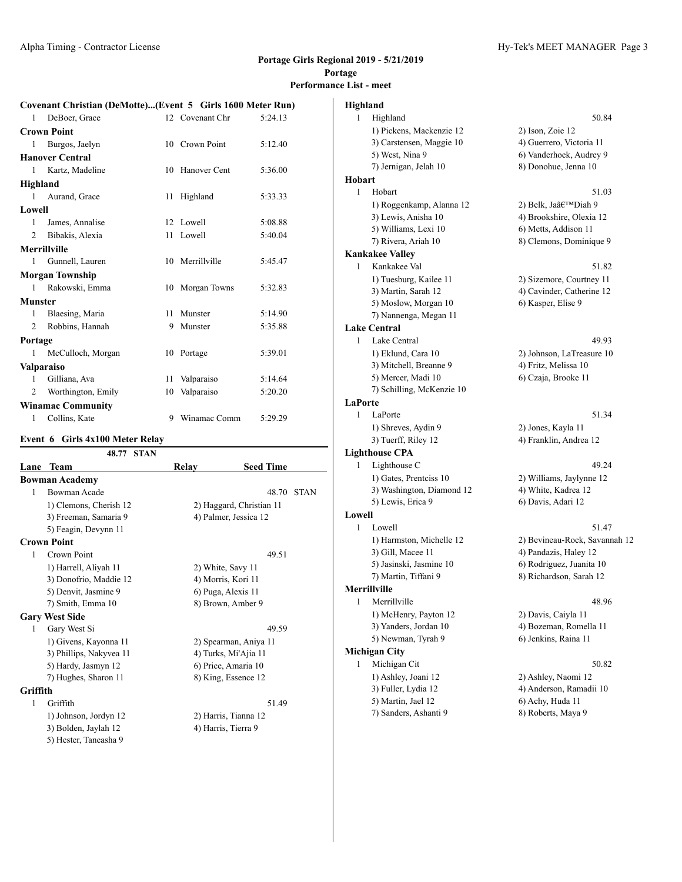# Portage Girls Regional 2019 - 5/21/2019
## Portage
### Performance List - meet

**Covenant Christian (DeMotte)...(Event 5 Girls 1600 Meter Run)**

| | Name | Year | School | Time |
|---|---|---|---|---|
| 1 | DeBoer, Grace | 12 | Covenant Chr | 5:24.13 |
| **Crown Point** | | | | |
| 1 | Burgos, Jaelyn | 10 | Crown Point | 5:12.40 |
| **Hanover Central** | | | | |
| 1 | Kartz, Madeline | 10 | Hanover Cent | 5:36.00 |
| **Highland** | | | | |
| 1 | Aurand, Grace | 11 | Highland | 5:33.33 |
| **Lowell** | | | | |
| 1 | James, Annalise | 12 | Lowell | 5:08.88 |
| 2 | Bibakis, Alexia | 11 | Lowell | 5:40.04 |
| **Merrillville** | | | | |
| 1 | Gunnell, Lauren | 10 | Merrillville | 5:45.47 |
| **Morgan Township** | | | | |
| 1 | Rakowski, Emma | 10 | Morgan Towns | 5:32.83 |
| **Munster** | | | | |
| 1 | Blaesing, Maria | 11 | Munster | 5:14.90 |
| 2 | Robbins, Hannah | 9 | Munster | 5:35.88 |
| **Portage** | | | | |
| 1 | McCulloch, Morgan | 10 | Portage | 5:39.01 |
| **Valparaiso** | | | | |
| 1 | Gilliana, Ava | 11 | Valparaiso | 5:14.64 |
| 2 | Worthington, Emily | 10 | Valparaiso | 5:20.20 |
| **Winamac Community** | | | | |
| 1 | Collins, Kate | 9 | Winamac Comm | 5:29.29 |

**Event 6 Girls 4x100 Meter Relay**

48.77 STAN

| Lane | Team | Relay | Seed Time |
|---|---|---|---|
| **Bowman Academy** | | | |
| 1 | Bowman Acade | | 48.70 STAN |
| | 1) Clemons, Cherish 12 | 2) Haggard, Christian 11 | |
| | 3) Freeman, Samaria 9 | 4) Palmer, Jessica 12 | |
| | 5) Feagin, Devynn 11 | | |
| **Crown Point** | | | |
| 1 | Crown Point | | 49.51 |
| | 1) Harrell, Aliyah 11 | 2) White, Savy 11 | |
| | 3) Donofrio, Maddie 12 | 4) Morris, Kori 11 | |
| | 5) Denvit, Jasmine 9 | 6) Puga, Alexis 11 | |
| | 7) Smith, Emma 10 | 8) Brown, Amber 9 | |
| **Gary West Side** | | | |
| 1 | Gary West Si | | 49.59 |
| | 1) Givens, Kayonna 11 | 2) Spearman, Aniya 11 | |
| | 3) Phillips, Nakyvea 11 | 4) Turks, Mi'Ajia 11 | |
| | 5) Hardy, Jasmyn 12 | 6) Price, Amaria 10 | |
| | 7) Hughes, Sharon 11 | 8) King, Essence 12 | |
| **Griffith** | | | |
| 1 | Griffith | | 51.49 |
| | 1) Johnson, Jordyn 12 | 2) Harris, Tianna 12 | |
| | 3) Bolden, Jaylah 12 | 4) Harris, Tierra 9 | |
| | 5) Hester, Taneasha 9 | | |
| **Highland** | | | |
| 1 | Highland | | 50.84 |
| | 1) Pickens, Mackenzie 12 | 2) Ison, Zoie 12 | |
| | 3) Carstensen, Maggie 10 | 4) Guerrero, Victoria 11 | |
| | 5) West, Nina 9 | 6) Vanderhoek, Audrey 9 | |
| | 7) Jernigan, Jelah 10 | 8) Donohue, Jenna 10 | |
| **Hobart** | | | |
| 1 | Hobart | | 51.03 |
| | 1) Roggenkamp, Alanna 12 | 2) Belk, Jaâ€™Diah 9 | |
| | 3) Lewis, Anisha 10 | 4) Brookshire, Olexia 12 | |
| | 5) Williams, Lexi 10 | 6) Metts, Addison 11 | |
| | 7) Rivera, Ariah 10 | 8) Clemons, Dominique 9 | |
| **Kankakee Valley** | | | |
| 1 | Kankakee Val | | 51.82 |
| | 1) Tuesburg, Kailee 11 | 2) Sizemore, Courtney 11 | |
| | 3) Martin, Sarah 12 | 4) Cavinder, Catherine 12 | |
| | 5) Moslow, Morgan 10 | 6) Kasper, Elise 9 | |
| | 7) Nannenga, Megan 11 | | |
| **Lake Central** | | | |
| 1 | Lake Central | | 49.93 |
| | 1) Eklund, Cara 10 | 2) Johnson, LaTreasure 10 | |
| | 3) Mitchell, Breanne 9 | 4) Fritz, Melissa 10 | |
| | 5) Mercer, Madi 10 | 6) Czaja, Brooke 11 | |
| | 7) Schilling, McKenzie 10 | | |
| **LaPorte** | | | |
| 1 | LaPorte | | 51.34 |
| | 1) Shreves, Aydin 9 | 2) Jones, Kayla 11 | |
| | 3) Tuerff, Riley 12 | 4) Franklin, Andrea 12 | |
| **Lighthouse CPA** | | | |
| 1 | Lighthouse C | | 49.24 |
| | 1) Gates, Prentciss 10 | 2) Williams, Jaylynne 12 | |
| | 3) Washington, Diamond 12 | 4) White, Kadrea 12 | |
| | 5) Lewis, Erica 9 | 6) Davis, Adari 12 | |
| **Lowell** | | | |
| 1 | Lowell | | 51.47 |
| | 1) Harmston, Michelle 12 | 2) Bevineau-Rock, Savannah 12 | |
| | 3) Gill, Macee 11 | 4) Pandazis, Haley 12 | |
| | 5) Jasinski, Juanita 10 | 6) Rodriguez, Juanita 10 | |
| | 7) Martin, Tiffani 9 | 8) Richardson, Sarah 12 | |
| **Merrillville** | | | |
| 1 | Merrillville | | 48.96 |
| | 1) McHenry, Payton 12 | 2) Davis, Caiyla 11 | |
| | 3) Yanders, Jordan 10 | 4) Bozeman, Romella 11 | |
| | 5) Newman, Tyrah 9 | 6) Jenkins, Raina 11 | |
| **Michigan City** | | | |
| 1 | Michigan Cit | | 50.82 |
| | 1) Ashley, Joani 12 | 2) Ashley, Naomi 12 | |
| | 3) Fuller, Lydia 12 | 4) Anderson, Ramadii 10 | |
| | 5) Martin, Jael 12 | 6) Achy, Huda 11 | |
| | 7) Sanders, Ashanti 9 | 8) Roberts, Maya 9 | |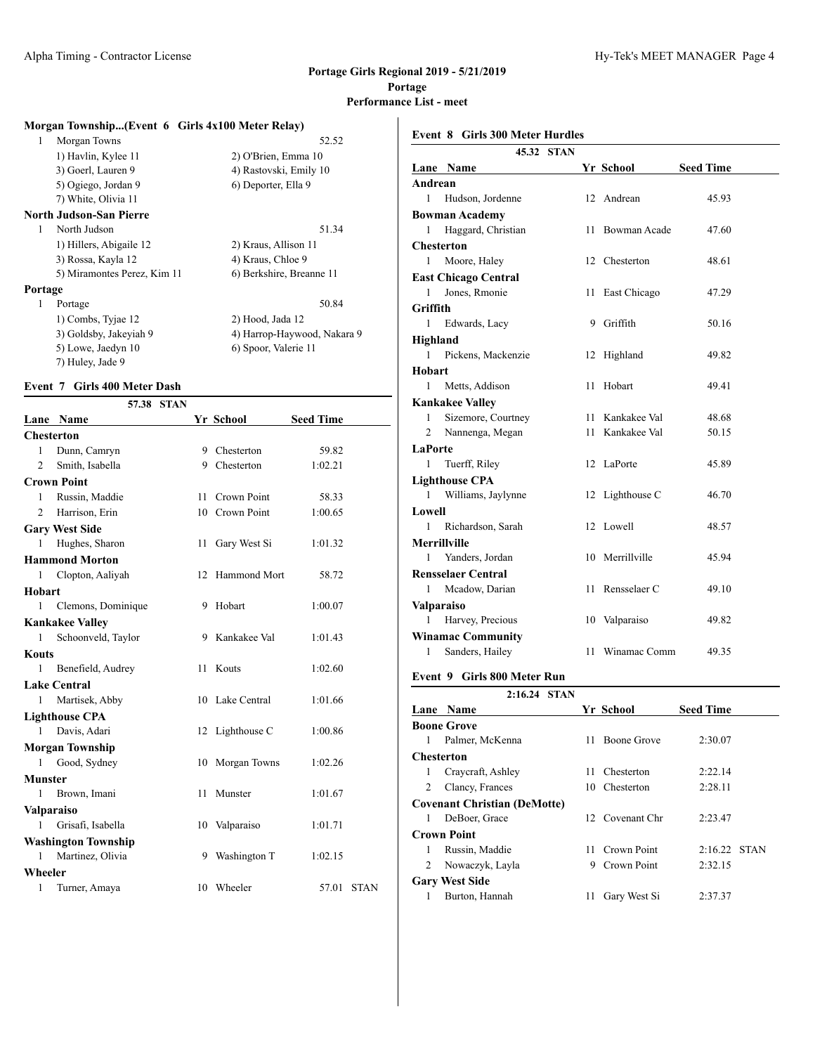Portage Girls Regional 2019 - 5/21/2019
Portage
Performance List - meet

### Morgan Township...(Event 6 Girls 4x100 Meter Relay)

1 Morgan Towns — 52.52
1) Havlin, Kylee 11 — 2) O'Brien, Emma 10
3) Goerl, Lauren 9 — 4) Rastovski, Emily 10
5) Ogiego, Jordan 9 — 6) Deporter, Ella 9
7) White, Olivia 11

**North Judson-San Pierre**

1 North Judson — 51.34
1) Hillers, Abigaile 12 — 2) Kraus, Allison 11
3) Rossa, Kayla 12 — 4) Kraus, Chloe 9
5) Miramontes Perez, Kim 11 — 6) Berkshire, Breanne 11

**Portage**

1 Portage — 50.84
1) Combs, Tyjae 12 — 2) Hood, Jada 12
3) Goldsby, Jakeyiah 9 — 4) Harrop-Haywood, Nakara 9
5) Lowe, Jaedyn 10 — 6) Spoor, Valerie 11
7) Huley, Jade 9

### Event 7 Girls 400 Meter Dash

57.38 STAN

| Lane | Name | Yr | School | Seed Time |
|---|---|---|---|---|
| **Chesterton** | | | | |
| 1 | Dunn, Camryn | 9 | Chesterton | 59.82 |
| 2 | Smith, Isabella | 9 | Chesterton | 1:02.21 |
| **Crown Point** | | | | |
| 1 | Russin, Maddie | 11 | Crown Point | 58.33 |
| 2 | Harrison, Erin | 10 | Crown Point | 1:00.65 |
| **Gary West Side** | | | | |
| 1 | Hughes, Sharon | 11 | Gary West Si | 1:01.32 |
| **Hammond Morton** | | | | |
| 1 | Clopton, Aaliyah | 12 | Hammond Mort | 58.72 |
| **Hobart** | | | | |
| 1 | Clemons, Dominique | 9 | Hobart | 1:00.07 |
| **Kankakee Valley** | | | | |
| 1 | Schoonveld, Taylor | 9 | Kankakee Val | 1:01.43 |
| **Kouts** | | | | |
| 1 | Benefield, Audrey | 11 | Kouts | 1:02.60 |
| **Lake Central** | | | | |
| 1 | Martisek, Abby | 10 | Lake Central | 1:01.66 |
| **Lighthouse CPA** | | | | |
| 1 | Davis, Adari | 12 | Lighthouse C | 1:00.86 |
| **Morgan Township** | | | | |
| 1 | Good, Sydney | 10 | Morgan Towns | 1:02.26 |
| **Munster** | | | | |
| 1 | Brown, Imani | 11 | Munster | 1:01.67 |
| **Valparaiso** | | | | |
| 1 | Grisafi, Isabella | 10 | Valparaiso | 1:01.71 |
| **Washington Township** | | | | |
| 1 | Martinez, Olivia | 9 | Washington T | 1:02.15 |
| **Wheeler** | | | | |
| 1 | Turner, Amaya | 10 | Wheeler | 57.01 STAN |

### Event 8 Girls 300 Meter Hurdles

45.32 STAN

| Lane | Name | Yr | School | Seed Time |
|---|---|---|---|---|
| **Andrean** | | | | |
| 1 | Hudson, Jordenne | 12 | Andrean | 45.93 |
| **Bowman Academy** | | | | |
| 1 | Haggard, Christian | 11 | Bowman Acade | 47.60 |
| **Chesterton** | | | | |
| 1 | Moore, Haley | 12 | Chesterton | 48.61 |
| **East Chicago Central** | | | | |
| 1 | Jones, Rmonie | 11 | East Chicago | 47.29 |
| **Griffith** | | | | |
| 1 | Edwards, Lacy | 9 | Griffith | 50.16 |
| **Highland** | | | | |
| 1 | Pickens, Mackenzie | 12 | Highland | 49.82 |
| **Hobart** | | | | |
| 1 | Metts, Addison | 11 | Hobart | 49.41 |
| **Kankakee Valley** | | | | |
| 1 | Sizemore, Courtney | 11 | Kankakee Val | 48.68 |
| 2 | Nannenga, Megan | 11 | Kankakee Val | 50.15 |
| **LaPorte** | | | | |
| 1 | Tuerff, Riley | 12 | LaPorte | 45.89 |
| **Lighthouse CPA** | | | | |
| 1 | Williams, Jaylynne | 12 | Lighthouse C | 46.70 |
| **Lowell** | | | | |
| 1 | Richardson, Sarah | 12 | Lowell | 48.57 |
| **Merrillville** | | | | |
| 1 | Yanders, Jordan | 10 | Merrillville | 45.94 |
| **Rensselaer Central** | | | | |
| 1 | Mcadow, Darian | 11 | Rensselaer C | 49.10 |
| **Valparaiso** | | | | |
| 1 | Harvey, Precious | 10 | Valparaiso | 49.82 |
| **Winamac Community** | | | | |
| 1 | Sanders, Hailey | 11 | Winamac Comm | 49.35 |

### Event 9 Girls 800 Meter Run

2:16.24 STAN

| Lane | Name | Yr | School | Seed Time |
|---|---|---|---|---|
| **Boone Grove** | | | | |
| 1 | Palmer, McKenna | 11 | Boone Grove | 2:30.07 |
| **Chesterton** | | | | |
| 1 | Craycraft, Ashley | 11 | Chesterton | 2:22.14 |
| 2 | Clancy, Frances | 10 | Chesterton | 2:28.11 |
| **Covenant Christian (DeMotte)** | | | | |
| 1 | DeBoer, Grace | 12 | Covenant Chr | 2:23.47 |
| **Crown Point** | | | | |
| 1 | Russin, Maddie | 11 | Crown Point | 2:16.22 STAN |
| 2 | Nowaczyk, Layla | 9 | Crown Point | 2:32.15 |
| **Gary West Side** | | | | |
| 1 | Burton, Hannah | 11 | Gary West Si | 2:37.37 |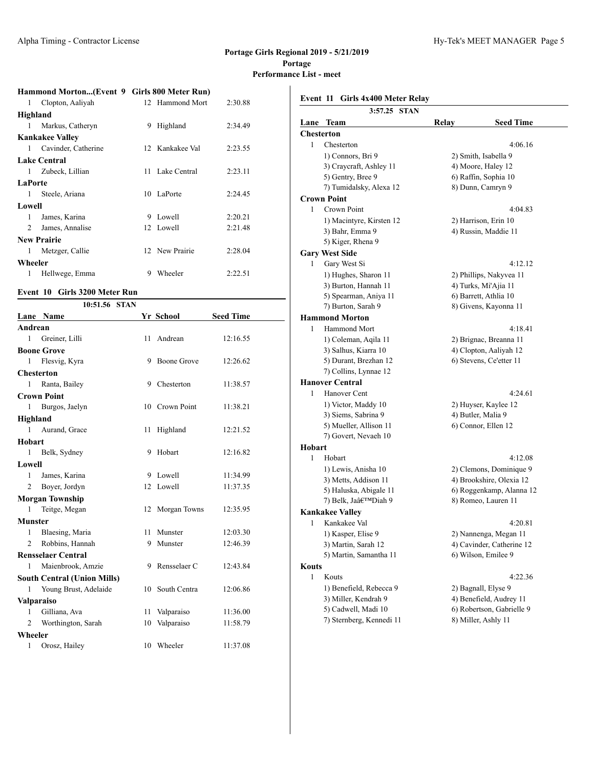# Portage Girls Regional 2019 - 5/21/2019

## Portage

### Performance List - meet

**Hammond Morton...(Event 9 Girls 800 Meter Run)**

| Lane | Name | Yr | School | Seed Time |
|---|---|---|---|---|
| 1 | Clopton, Aaliyah | 12 | Hammond Mort | 2:30.88 |
| **Highland** | | | | |
| 1 | Markus, Catheryn | 9 | Highland | 2:34.49 |
| **Kankakee Valley** | | | | |
| 1 | Cavinder, Catherine | 12 | Kankakee Val | 2:23.55 |
| **Lake Central** | | | | |
| 1 | Zubeck, Lillian | 11 | Lake Central | 2:23.11 |
| **LaPorte** | | | | |
| 1 | Steele, Ariana | 10 | LaPorte | 2:24.45 |
| **Lowell** | | | | |
| 1 | James, Karina | 9 | Lowell | 2:20.21 |
| 2 | James, Annalise | 12 | Lowell | 2:21.48 |
| **New Prairie** | | | | |
| 1 | Metzger, Callie | 12 | New Prairie | 2:28.04 |
| **Wheeler** | | | | |
| 1 | Hellwege, Emma | 9 | Wheeler | 2:22.51 |

**Event 10 Girls 3200 Meter Run**

10:51.56 STAN

| Lane | Name | Yr | School | Seed Time |
|---|---|---|---|---|
| **Andrean** | | | | |
| 1 | Greiner, Lilli | 11 | Andrean | 12:16.55 |
| **Boone Grove** | | | | |
| 1 | Flesvig, Kyra | 9 | Boone Grove | 12:26.62 |
| **Chesterton** | | | | |
| 1 | Ranta, Bailey | 9 | Chesterton | 11:38.57 |
| **Crown Point** | | | | |
| 1 | Burgos, Jaelyn | 10 | Crown Point | 11:38.21 |
| **Highland** | | | | |
| 1 | Aurand, Grace | 11 | Highland | 12:21.52 |
| **Hobart** | | | | |
| 1 | Belk, Sydney | 9 | Hobart | 12:16.82 |
| **Lowell** | | | | |
| 1 | James, Karina | 9 | Lowell | 11:34.99 |
| 2 | Boyer, Jordyn | 12 | Lowell | 11:37.35 |
| **Morgan Township** | | | | |
| 1 | Teitge, Megan | 12 | Morgan Towns | 12:35.95 |
| **Munster** | | | | |
| 1 | Blaesing, Maria | 11 | Munster | 12:03.30 |
| 2 | Robbins, Hannah | 9 | Munster | 12:46.39 |
| **Rensselaer Central** | | | | |
| 1 | Maienbrook, Amzie | 9 | Rensselaer C | 12:43.84 |
| **South Central (Union Mills)** | | | | |
| 1 | Young Brust, Adelaide | 10 | South Centra | 12:06.86 |
| **Valparaiso** | | | | |
| 1 | Gilliana, Ava | 11 | Valparaiso | 11:36.00 |
| 2 | Worthington, Sarah | 10 | Valparaiso | 11:58.79 |
| **Wheeler** | | | | |
| 1 | Orosz, Hailey | 10 | Wheeler | 11:37.08 |

**Event 11 Girls 4x400 Meter Relay**

3:57.25 STAN

| Lane | Team | Relay | Seed Time |
|---|---|---|---|
| **Chesterton** | | | |
| 1 | Chesterton | | 4:06.16 |
| | 1) Connors, Bri 9 | 2) Smith, Isabella 9 | |
| | 3) Craycraft, Ashley 11 | 4) Moore, Haley 12 | |
| | 5) Gentry, Bree 9 | 6) Raffin, Sophia 10 | |
| | 7) Tumidalsky, Alexa 12 | 8) Dunn, Camryn 9 | |
| **Crown Point** | | | |
| 1 | Crown Point | | 4:04.83 |
| | 1) Macintyre, Kirsten 12 | 2) Harrison, Erin 10 | |
| | 3) Bahr, Emma 9 | 4) Russin, Maddie 11 | |
| | 5) Kiger, Rhena 9 | | |
| **Gary West Side** | | | |
| 1 | Gary West Si | | 4:12.12 |
| | 1) Hughes, Sharon 11 | 2) Phillips, Nakyvea 11 | |
| | 3) Burton, Hannah 11 | 4) Turks, Mi'Ajia 11 | |
| | 5) Spearman, Aniya 11 | 6) Barrett, Athlia 10 | |
| | 7) Burton, Sarah 9 | 8) Givens, Kayonna 11 | |
| **Hammond Morton** | | | |
| 1 | Hammond Mort | | 4:18.41 |
| | 1) Coleman, Aqila 11 | 2) Brignac, Breanna 11 | |
| | 3) Salhus, Kiarra 10 | 4) Clopton, Aaliyah 12 | |
| | 5) Durant, Brezhan 12 | 6) Stevens, Ce'etter 11 | |
| | 7) Collins, Lynnae 12 | | |
| **Hanover Central** | | | |
| 1 | Hanover Cent | | 4:24.61 |
| | 1) Victor, Maddy 10 | 2) Huyser, Kaylee 12 | |
| | 3) Siems, Sabrina 9 | 4) Butler, Malia 9 | |
| | 5) Mueller, Allison 11 | 6) Connor, Ellen 12 | |
| | 7) Govert, Nevaeh 10 | | |
| **Hobart** | | | |
| 1 | Hobart | | 4:12.08 |
| | 1) Lewis, Anisha 10 | 2) Clemons, Dominique 9 | |
| | 3) Metts, Addison 11 | 4) Brookshire, Olexia 12 | |
| | 5) Haluska, Abigale 11 | 6) Roggenkamp, Alanna 12 | |
| | 7) Belk, Jaâ€™Diah 9 | 8) Romeo, Lauren 11 | |
| **Kankakee Valley** | | | |
| 1 | Kankakee Val | | 4:20.81 |
| | 1) Kasper, Elise 9 | 2) Nannenga, Megan 11 | |
| | 3) Martin, Sarah 12 | 4) Cavinder, Catherine 12 | |
| | 5) Martin, Samantha 11 | 6) Wilson, Emilee 9 | |
| **Kouts** | | | |
| 1 | Kouts | | 4:22.36 |
| | 1) Benefield, Rebecca 9 | 2) Bagnall, Elyse 9 | |
| | 3) Miller, Kendrah 9 | 4) Benefield, Audrey 11 | |
| | 5) Cadwell, Madi 10 | 6) Robertson, Gabrielle 9 | |
| | 7) Sternberg, Kennedi 11 | 8) Miller, Ashly 11 | |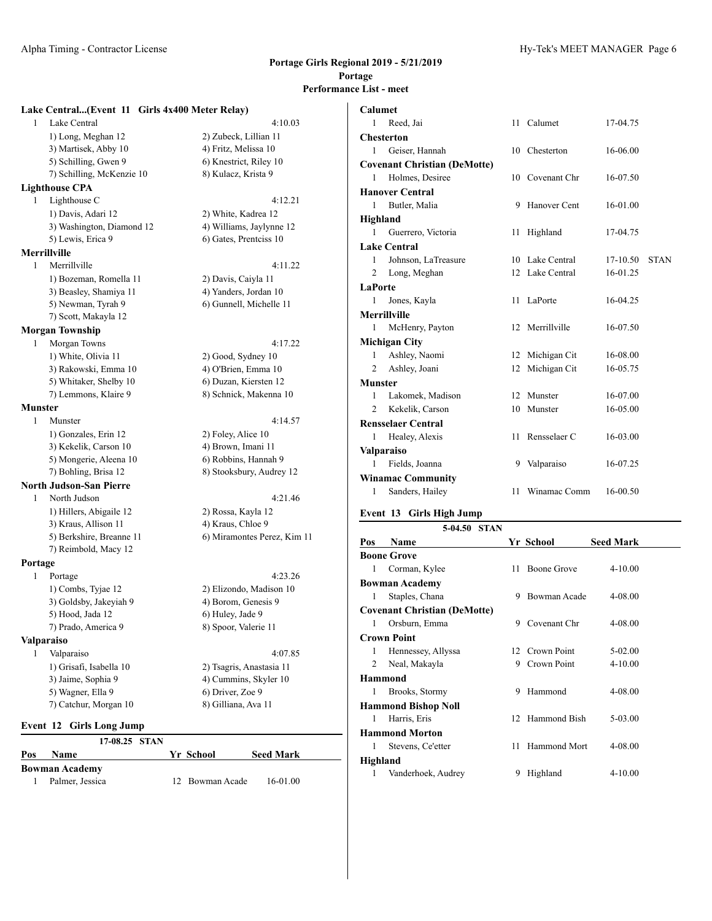## Portage Girls Regional 2019 - 5/21/2019
## Portage
## Performance List - meet

### Lake Central...(Event 11 Girls 4x400 Meter Relay)

1 Lake Central — 4:10.03
- 1) Long, Meghan 12
- 2) Zubeck, Lillian 11
- 3) Martisek, Abby 10
- 4) Fritz, Melissa 10
- 5) Schilling, Gwen 9
- 6) Knestrict, Riley 10
- 7) Schilling, McKenzie 10
- 8) Kulacz, Krista 9

**Lighthouse CPA**

1 Lighthouse C — 4:12.21
- 1) Davis, Adari 12
- 2) White, Kadrea 12
- 3) Washington, Diamond 12
- 4) Williams, Jaylynne 12
- 5) Lewis, Erica 9
- 6) Gates, Prentciss 10

**Merrillville**

1 Merrillville — 4:11.22
- 1) Bozeman, Romella 11
- 2) Davis, Caiyla 11
- 3) Beasley, Shamiya 11
- 4) Yanders, Jordan 10
- 5) Newman, Tyrah 9
- 6) Gunnell, Michelle 11
- 7) Scott, Makayla 12

**Morgan Township**

1 Morgan Towns — 4:17.22
- 1) White, Olivia 11
- 2) Good, Sydney 10
- 3) Rakowski, Emma 10
- 4) O'Brien, Emma 10
- 5) Whitaker, Shelby 10
- 6) Duzan, Kiersten 12
- 7) Lemmons, Klaire 9
- 8) Schnick, Makenna 10

**Munster**

1 Munster — 4:14.57
- 1) Gonzales, Erin 12
- 2) Foley, Alice 10
- 3) Kekelik, Carson 10
- 4) Brown, Imani 11
- 5) Mongerie, Aleena 10
- 6) Robbins, Hannah 9
- 7) Bohling, Brisa 12
- 8) Stooksbury, Audrey 12

**North Judson-San Pierre**

1 North Judson — 4:21.46
- 1) Hillers, Abigaile 12
- 2) Rossa, Kayla 12
- 3) Kraus, Allison 11
- 4) Kraus, Chloe 9
- 5) Berkshire, Breanne 11
- 6) Miramontes Perez, Kim 11
- 7) Reimbold, Macy 12

**Portage**

1 Portage — 4:23.26
- 1) Combs, Tyjae 12
- 2) Elizondo, Madison 10
- 3) Goldsby, Jakeyiah 9
- 4) Borom, Genesis 9
- 5) Hood, Jada 12
- 6) Huley, Jade 9
- 7) Prado, America 9
- 8) Spoor, Valerie 11

**Valparaiso**

1 Valparaiso — 4:07.85
- 1) Grisafi, Isabella 10
- 2) Tsagris, Anastasia 11
- 3) Jaime, Sophia 9
- 4) Cummins, Skyler 10
- 5) Wagner, Ella 9
- 6) Driver, Zoe 9
- 7) Catchur, Morgan 10
- 8) Gilliana, Ava 11

### Event 12 Girls Long Jump

17-08.25 STAN

| Pos | Name | Yr | School | Seed Mark | |
|---|---|---|---|---|---|
| **Bowman Academy** | | | | | |
| 1 | Palmer, Jessica | 12 | Bowman Acade | 16-01.00 | |
| **Calumet** | | | | | |
| 1 | Reed, Jai | 11 | Calumet | 17-04.75 | |
| **Chesterton** | | | | | |
| 1 | Geiser, Hannah | 10 | Chesterton | 16-06.00 | |
| **Covenant Christian (DeMotte)** | | | | | |
| 1 | Holmes, Desiree | 10 | Covenant Chr | 16-07.50 | |
| **Hanover Central** | | | | | |
| 1 | Butler, Malia | 9 | Hanover Cent | 16-01.00 | |
| **Highland** | | | | | |
| 1 | Guerrero, Victoria | 11 | Highland | 17-04.75 | |
| **Lake Central** | | | | | |
| 1 | Johnson, LaTreasure | 10 | Lake Central | 17-10.50 | STAN |
| 2 | Long, Meghan | 12 | Lake Central | 16-01.25 | |
| **LaPorte** | | | | | |
| 1 | Jones, Kayla | 11 | LaPorte | 16-04.25 | |
| **Merrillville** | | | | | |
| 1 | McHenry, Payton | 12 | Merrillville | 16-07.50 | |
| **Michigan City** | | | | | |
| 1 | Ashley, Naomi | 12 | Michigan Cit | 16-08.00 | |
| 2 | Ashley, Joani | 12 | Michigan Cit | 16-05.75 | |
| **Munster** | | | | | |
| 1 | Lakomek, Madison | 12 | Munster | 16-07.00 | |
| 2 | Kekelik, Carson | 10 | Munster | 16-05.00 | |
| **Rensselaer Central** | | | | | |
| 1 | Healey, Alexis | 11 | Rensselaer C | 16-03.00 | |
| **Valparaiso** | | | | | |
| 1 | Fields, Joanna | 9 | Valparaiso | 16-07.25 | |
| **Winamac Community** | | | | | |
| 1 | Sanders, Hailey | 11 | Winamac Comm | 16-00.50 | |

### Event 13 Girls High Jump

5-04.50 STAN

| Pos | Name | Yr | School | Seed Mark |
|---|---|---|---|---|
| **Boone Grove** | | | | |
| 1 | Corman, Kylee | 11 | Boone Grove | 4-10.00 |
| **Bowman Academy** | | | | |
| 1 | Staples, Chana | 9 | Bowman Acade | 4-08.00 |
| **Covenant Christian (DeMotte)** | | | | |
| 1 | Orsburn, Emma | 9 | Covenant Chr | 4-08.00 |
| **Crown Point** | | | | |
| 1 | Hennessey, Allyssa | 12 | Crown Point | 5-02.00 |
| 2 | Neal, Makayla | 9 | Crown Point | 4-10.00 |
| **Hammond** | | | | |
| 1 | Brooks, Stormy | 9 | Hammond | 4-08.00 |
| **Hammond Bishop Noll** | | | | |
| 1 | Harris, Eris | 12 | Hammond Bish | 5-03.00 |
| **Hammond Morton** | | | | |
| 1 | Stevens, Ce'etter | 11 | Hammond Mort | 4-08.00 |
| **Highland** | | | | |
| 1 | Vanderhoek, Audrey | 9 | Highland | 4-10.00 |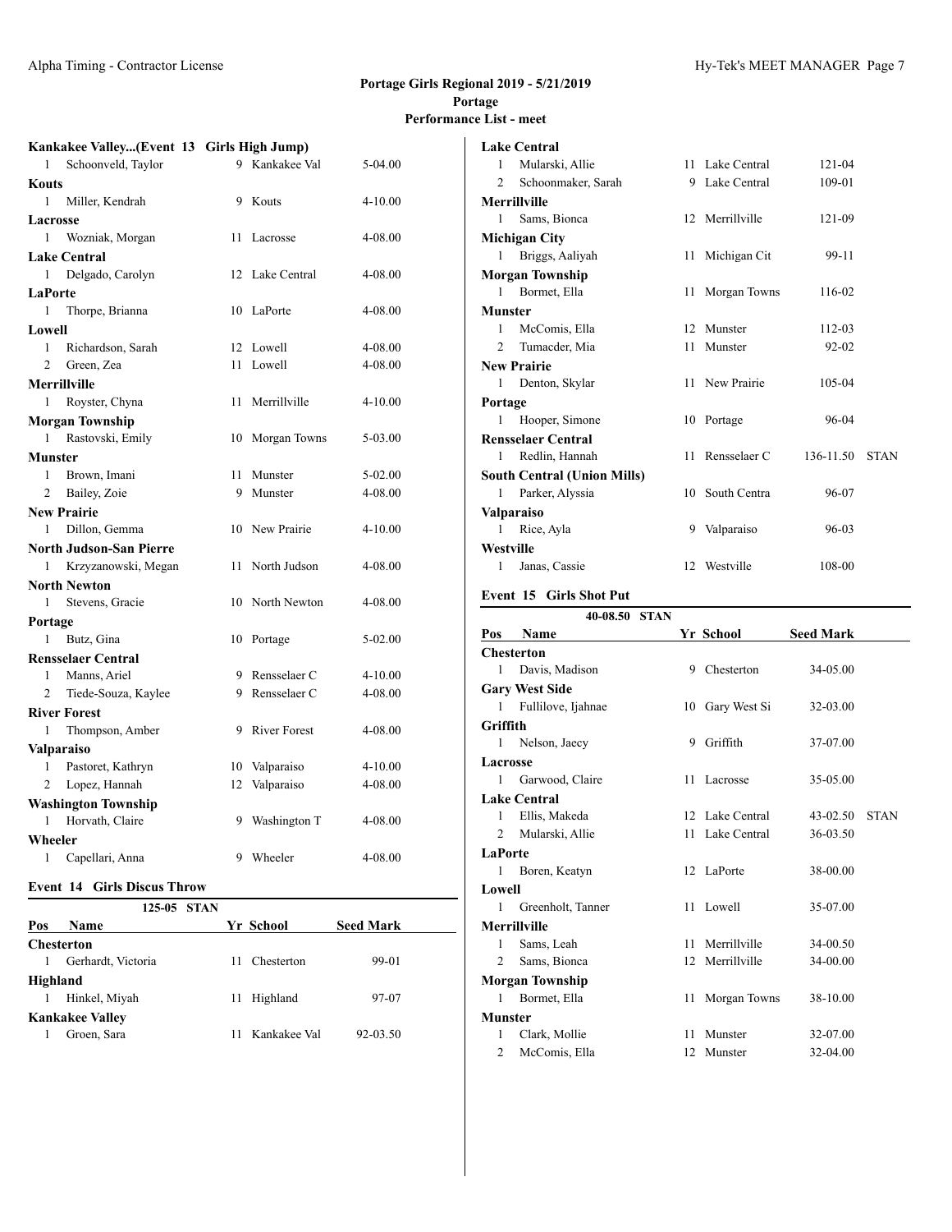# Portage Girls Regional 2019 - 5/21/2019

## Portage

## Performance List - meet

### Kankakee Valley...(Event 13 Girls High Jump)

| Pos | Name | Yr | School | Seed Mark |
|---|---|---|---|---|
| 1 | Schoonveld, Taylor | 9 | Kankakee Val | 5-04.00 |
| **Kouts** | | | | |
| 1 | Miller, Kendrah | 9 | Kouts | 4-10.00 |
| **Lacrosse** | | | | |
| 1 | Wozniak, Morgan | 11 | Lacrosse | 4-08.00 |
| **Lake Central** | | | | |
| 1 | Delgado, Carolyn | 12 | Lake Central | 4-08.00 |
| **LaPorte** | | | | |
| 1 | Thorpe, Brianna | 10 | LaPorte | 4-08.00 |
| **Lowell** | | | | |
| 1 | Richardson, Sarah | 12 | Lowell | 4-08.00 |
| 2 | Green, Zea | 11 | Lowell | 4-08.00 |
| **Merrillville** | | | | |
| 1 | Royster, Chyna | 11 | Merrillville | 4-10.00 |
| **Morgan Township** | | | | |
| 1 | Rastovski, Emily | 10 | Morgan Towns | 5-03.00 |
| **Munster** | | | | |
| 1 | Brown, Imani | 11 | Munster | 5-02.00 |
| 2 | Bailey, Zoie | 9 | Munster | 4-08.00 |
| **New Prairie** | | | | |
| 1 | Dillon, Gemma | 10 | New Prairie | 4-10.00 |
| **North Judson-San Pierre** | | | | |
| 1 | Krzyzanowski, Megan | 11 | North Judson | 4-08.00 |
| **North Newton** | | | | |
| 1 | Stevens, Gracie | 10 | North Newton | 4-08.00 |
| **Portage** | | | | |
| 1 | Butz, Gina | 10 | Portage | 5-02.00 |
| **Rensselaer Central** | | | | |
| 1 | Manns, Ariel | 9 | Rensselaer C | 4-10.00 |
| 2 | Tiede-Souza, Kaylee | 9 | Rensselaer C | 4-08.00 |
| **River Forest** | | | | |
| 1 | Thompson, Amber | 9 | River Forest | 4-08.00 |
| **Valparaiso** | | | | |
| 1 | Pastoret, Kathryn | 10 | Valparaiso | 4-10.00 |
| 2 | Lopez, Hannah | 12 | Valparaiso | 4-08.00 |
| **Washington Township** | | | | |
| 1 | Horvath, Claire | 9 | Washington T | 4-08.00 |
| **Wheeler** | | | | |
| 1 | Capellari, Anna | 9 | Wheeler | 4-08.00 |

### Event 14 Girls Discus Throw

125-05 STAN

| Pos | Name | Yr | School | Seed Mark | |
|---|---|---|---|---|---|
| **Chesterton** | | | | | |
| 1 | Gerhardt, Victoria | 11 | Chesterton | 99-01 | |
| **Highland** | | | | | |
| 1 | Hinkel, Miyah | 11 | Highland | 97-07 | |
| **Kankakee Valley** | | | | | |
| 1 | Groen, Sara | 11 | Kankakee Val | 92-03.50 | |
| **Lake Central** | | | | | |
| 1 | Mularski, Allie | 11 | Lake Central | 121-04 | |
| 2 | Schoonmaker, Sarah | 9 | Lake Central | 109-01 | |
| **Merrillville** | | | | | |
| 1 | Sams, Bionca | 12 | Merrillville | 121-09 | |
| **Michigan City** | | | | | |
| 1 | Briggs, Aaliyah | 11 | Michigan Cit | 99-11 | |
| **Morgan Township** | | | | | |
| 1 | Bormet, Ella | 11 | Morgan Towns | 116-02 | |
| **Munster** | | | | | |
| 1 | McComis, Ella | 12 | Munster | 112-03 | |
| 2 | Tumacder, Mia | 11 | Munster | 92-02 | |
| **New Prairie** | | | | | |
| 1 | Denton, Skylar | 11 | New Prairie | 105-04 | |
| **Portage** | | | | | |
| 1 | Hooper, Simone | 10 | Portage | 96-04 | |
| **Rensselaer Central** | | | | | |
| 1 | Redlin, Hannah | 11 | Rensselaer C | 136-11.50 | STAN |
| **South Central (Union Mills)** | | | | | |
| 1 | Parker, Alyssia | 10 | South Centra | 96-07 | |
| **Valparaiso** | | | | | |
| 1 | Rice, Ayla | 9 | Valparaiso | 96-03 | |
| **Westville** | | | | | |
| 1 | Janas, Cassie | 12 | Westville | 108-00 | |

### Event 15 Girls Shot Put

40-08.50 STAN

| Pos | Name | Yr | School | Seed Mark | |
|---|---|---|---|---|---|
| **Chesterton** | | | | | |
| 1 | Davis, Madison | 9 | Chesterton | 34-05.00 | |
| **Gary West Side** | | | | | |
| 1 | Fullilove, Ijahnae | 10 | Gary West Si | 32-03.00 | |
| **Griffith** | | | | | |
| 1 | Nelson, Jaecy | 9 | Griffith | 37-07.00 | |
| **Lacrosse** | | | | | |
| 1 | Garwood, Claire | 11 | Lacrosse | 35-05.00 | |
| **Lake Central** | | | | | |
| 1 | Ellis, Makeda | 12 | Lake Central | 43-02.50 | STAN |
| 2 | Mularski, Allie | 11 | Lake Central | 36-03.50 | |
| **LaPorte** | | | | | |
| 1 | Boren, Keatyn | 12 | LaPorte | 38-00.00 | |
| **Lowell** | | | | | |
| 1 | Greenholt, Tanner | 11 | Lowell | 35-07.00 | |
| **Merrillville** | | | | | |
| 1 | Sams, Leah | 11 | Merrillville | 34-00.50 | |
| 2 | Sams, Bionca | 12 | Merrillville | 34-00.00 | |
| **Morgan Township** | | | | | |
| 1 | Bormet, Ella | 11 | Morgan Towns | 38-10.00 | |
| **Munster** | | | | | |
| 1 | Clark, Mollie | 11 | Munster | 32-07.00 | |
| 2 | McComis, Ella | 12 | Munster | 32-04.00 | |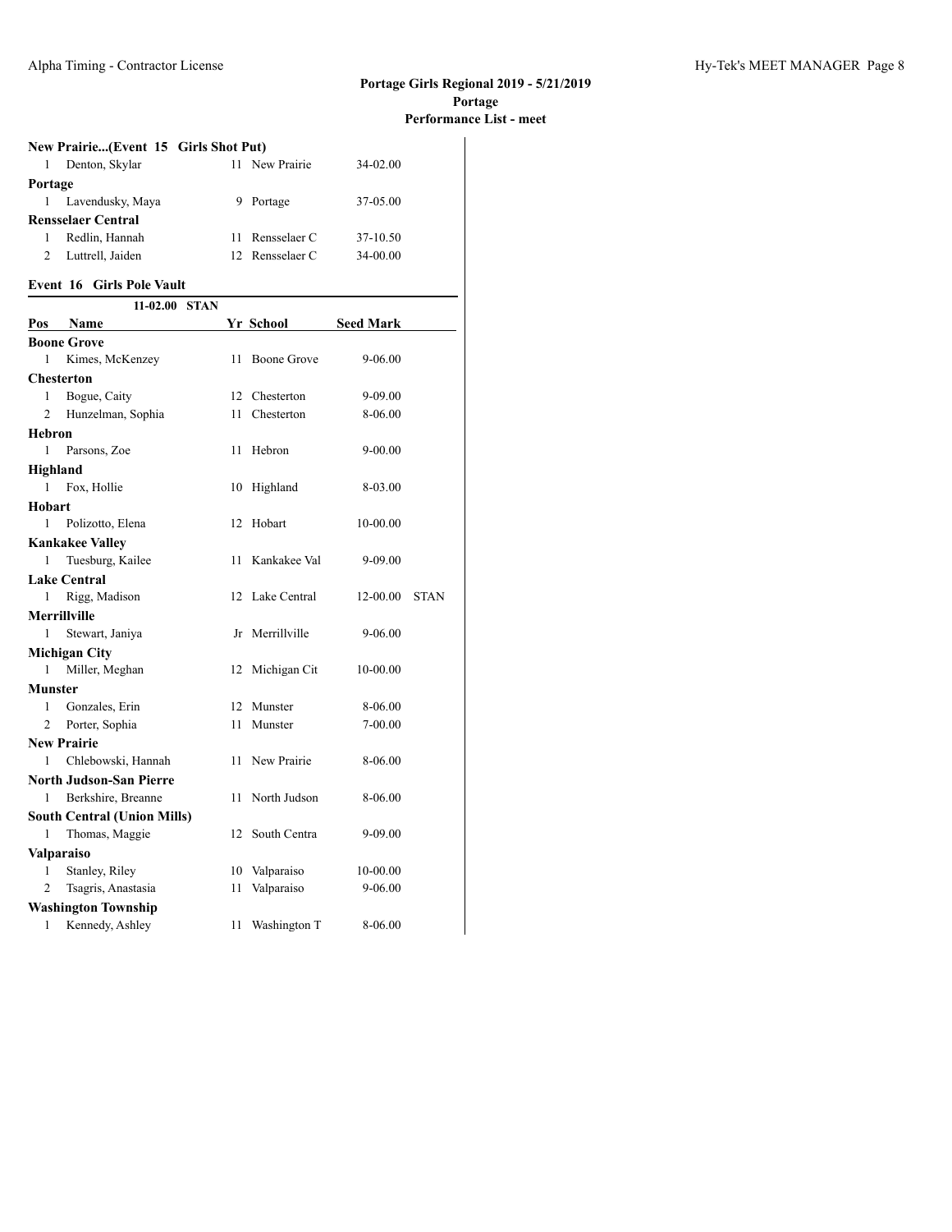# Portage Girls Regional 2019 - 5/21/2019

**Portage**

**Performance List - meet**

**New Prairie...(Event 15 Girls Shot Put)**

| | | | | | |
|---|---|---|---|---|---|
| 1 | Denton, Skylar | 11 | New Prairie | 34-02.00 | |
| **Portage** | | | | | |
| 1 | Lavendusky, Maya | 9 | Portage | 37-05.00 | |
| **Rensselaer Central** | | | | | |
| 1 | Redlin, Hannah | 11 | Rensselaer C | 37-10.50 | |
| 2 | Luttrell, Jaiden | 12 | Rensselaer C | 34-00.00 | |

## Event 16 Girls Pole Vault

11-02.00 STAN

| Pos | Name | Yr | School | Seed Mark | |
|---|---|---|---|---|---|
| **Boone Grove** | | | | | |
| 1 | Kimes, McKenzey | 11 | Boone Grove | 9-06.00 | |
| **Chesterton** | | | | | |
| 1 | Bogue, Caity | 12 | Chesterton | 9-09.00 | |
| 2 | Hunzelman, Sophia | 11 | Chesterton | 8-06.00 | |
| **Hebron** | | | | | |
| 1 | Parsons, Zoe | 11 | Hebron | 9-00.00 | |
| **Highland** | | | | | |
| 1 | Fox, Hollie | 10 | Highland | 8-03.00 | |
| **Hobart** | | | | | |
| 1 | Polizotto, Elena | 12 | Hobart | 10-00.00 | |
| **Kankakee Valley** | | | | | |
| 1 | Tuesburg, Kailee | 11 | Kankakee Val | 9-09.00 | |
| **Lake Central** | | | | | |
| 1 | Rigg, Madison | 12 | Lake Central | 12-00.00 | STAN |
| **Merrillville** | | | | | |
| 1 | Stewart, Janiya | Jr | Merrillville | 9-06.00 | |
| **Michigan City** | | | | | |
| 1 | Miller, Meghan | 12 | Michigan Cit | 10-00.00 | |
| **Munster** | | | | | |
| 1 | Gonzales, Erin | 12 | Munster | 8-06.00 | |
| 2 | Porter, Sophia | 11 | Munster | 7-00.00 | |
| **New Prairie** | | | | | |
| 1 | Chlebowski, Hannah | 11 | New Prairie | 8-06.00 | |
| **North Judson-San Pierre** | | | | | |
| 1 | Berkshire, Breanne | 11 | North Judson | 8-06.00 | |
| **South Central (Union Mills)** | | | | | |
| 1 | Thomas, Maggie | 12 | South Centra | 9-09.00 | |
| **Valparaiso** | | | | | |
| 1 | Stanley, Riley | 10 | Valparaiso | 10-00.00 | |
| 2 | Tsagris, Anastasia | 11 | Valparaiso | 9-06.00 | |
| **Washington Township** | | | | | |
| 1 | Kennedy, Ashley | 11 | Washington T | 8-06.00 | |